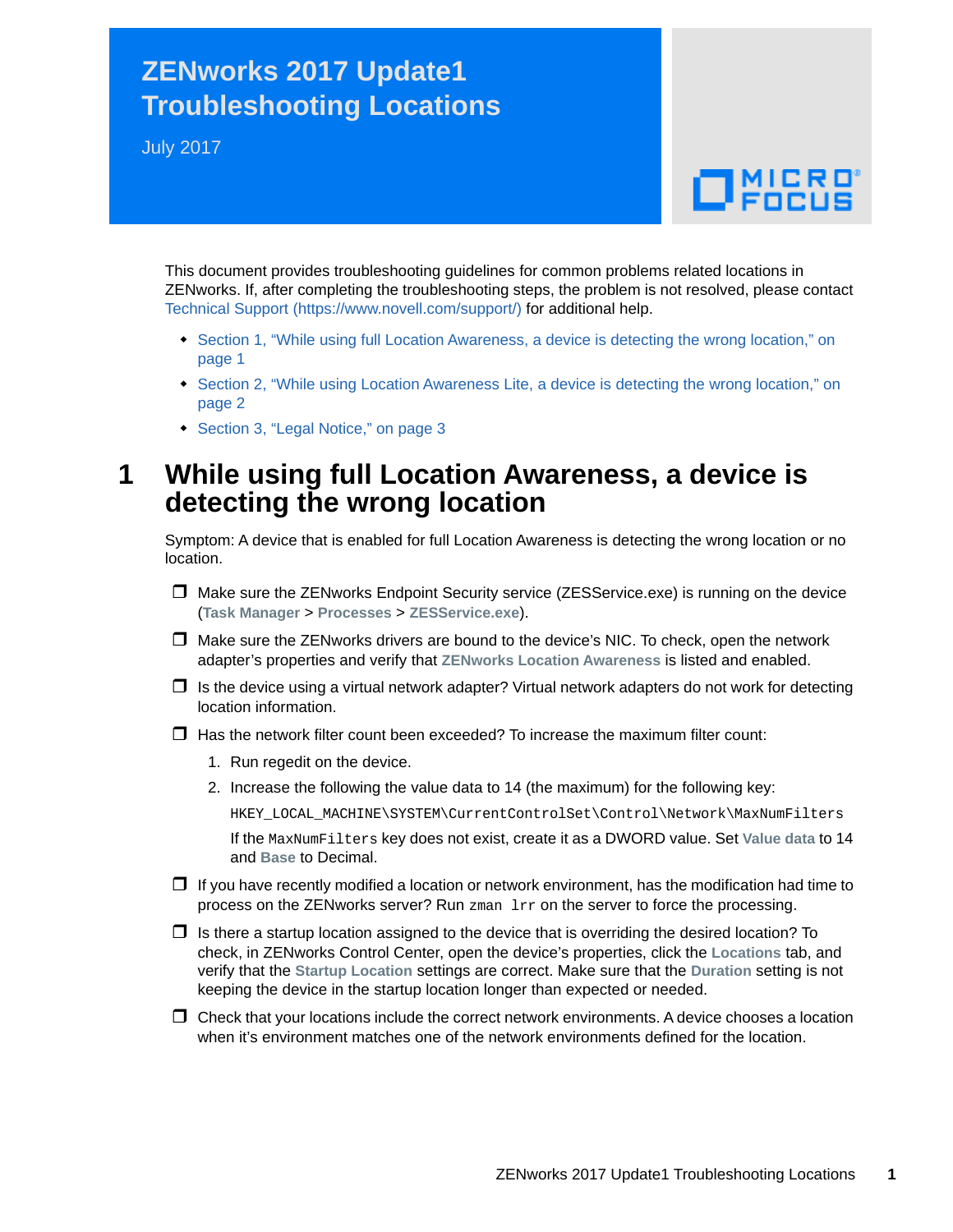# ZENworks 2017 Update1 Troubleshooting Locations

July 2017

This document provides troubleshooting guidelines for common problems related locations in ZENworks. If, after completing the troubleshooting steps, the problem is not resolved, please contact Technical Support (https://www.novell.com/support/) for additional help.

- Section 1, "While using full Location Awareness, a device is detecting the wrong location," on page 1
- Section 2, "While using Location Awareness Lite, a device is detecting the wrong location," on page 2
- Section 3, "Legal Notice," on page 3

## 1 While using full Location Awareness, a device is detecting the wrong location

Symptom: A device that is enabled for full Location Awareness is detecting the wrong location or no location.

- ❒ Make sure the ZENworks Endpoint Security service (ZESService.exe) is running on the device (**Task Manager** > **Processes** > **ZESService.exe**).
- ❒ Make sure the ZENworks drivers are bound to the device's NIC. To check, open the network adapter's properties and verify that **ZENworks Location Awareness** is listed and enabled.
- ❒ Is the device using a virtual network adapter? Virtual network adapters do not work for detecting location information.
- ❒ Has the network filter count been exceeded? To increase the maximum filter count:
  1. Run regedit on the device.
  2. Increase the following the value data to 14 (the maximum) for the following key:

     `HKEY_LOCAL_MACHINE\SYSTEM\CurrentControlSet\Control\Network\MaxNumFilters`

     If the `MaxNumFilters` key does not exist, create it as a DWORD value. Set **Value data** to 14 and **Base** to Decimal.
- ❒ If you have recently modified a location or network environment, has the modification had time to process on the ZENworks server? Run `zman lrr` on the server to force the processing.
- ❒ Is there a startup location assigned to the device that is overriding the desired location? To check, in ZENworks Control Center, open the device's properties, click the **Locations** tab, and verify that the **Startup Location** settings are correct. Make sure that the **Duration** setting is not keeping the device in the startup location longer than expected or needed.
- ❒ Check that your locations include the correct network environments. A device chooses a location when it's environment matches one of the network environments defined for the location.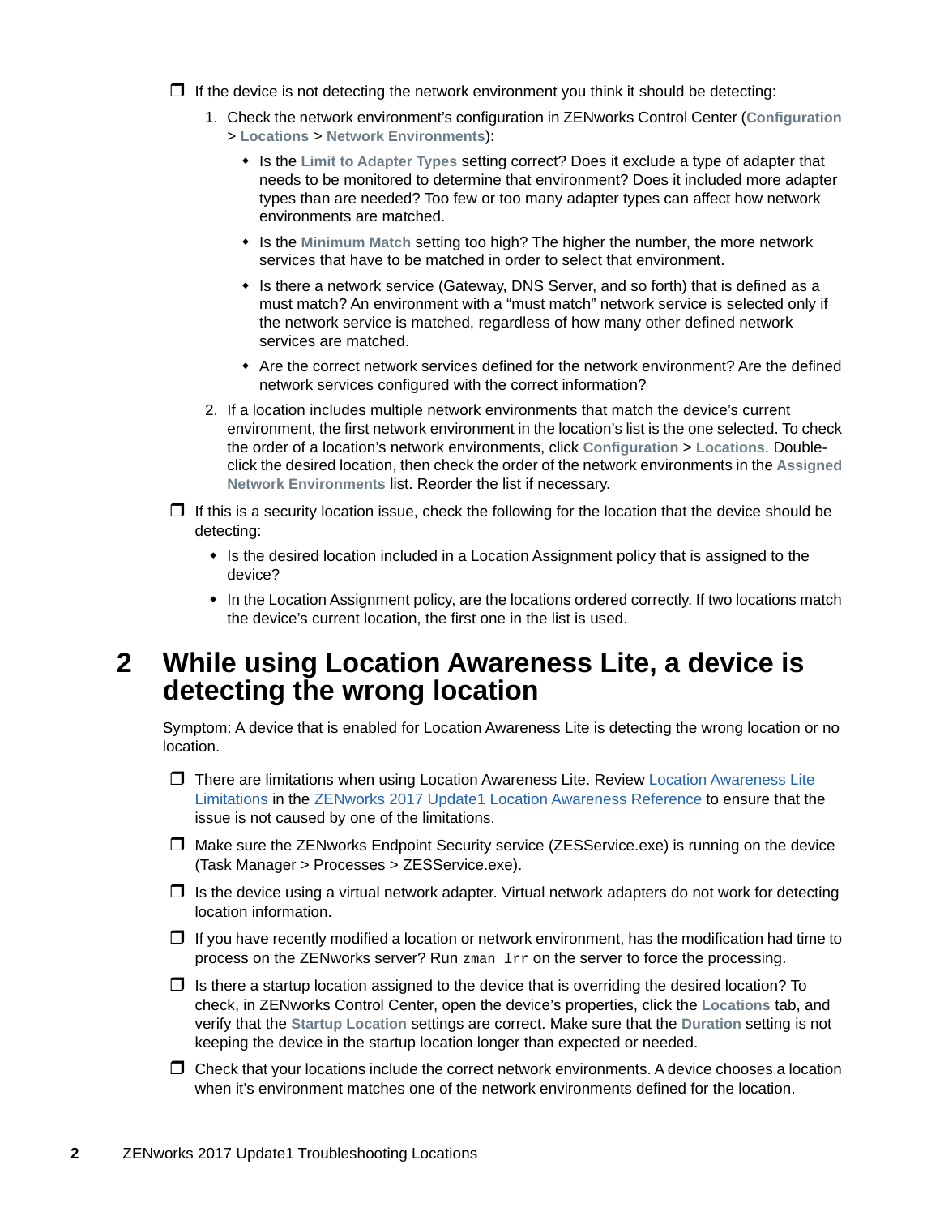- ❒ If the device is not detecting the network environment you think it should be detecting:
   1. Check the network environment's configuration in ZENworks Control Center (**Configuration** > **Locations** > **Network Environments**):
      - Is the **Limit to Adapter Types** setting correct? Does it exclude a type of adapter that needs to be monitored to determine that environment? Does it included more adapter types than are needed? Too few or too many adapter types can affect how network environments are matched.
      - Is the **Minimum Match** setting too high? The higher the number, the more network services that have to be matched in order to select that environment.
      - Is there a network service (Gateway, DNS Server, and so forth) that is defined as a must match? An environment with a "must match" network service is selected only if the network service is matched, regardless of how many other defined network services are matched.
      - Are the correct network services defined for the network environment? Are the defined network services configured with the correct information?
   2. If a location includes multiple network environments that match the device's current environment, the first network environment in the location's list is the one selected. To check the order of a location's network environments, click **Configuration** > **Locations**. Double-click the desired location, then check the order of the network environments in the **Assigned Network Environments** list. Reorder the list if necessary.
- ❒ If this is a security location issue, check the following for the location that the device should be detecting:
   - Is the desired location included in a Location Assignment policy that is assigned to the device?
   - In the Location Assignment policy, are the locations ordered correctly. If two locations match the device's current location, the first one in the list is used.

# 2 While using Location Awareness Lite, a device is detecting the wrong location

Symptom: A device that is enabled for Location Awareness Lite is detecting the wrong location or no location.

- ❒ There are limitations when using Location Awareness Lite. Review Location Awareness Lite Limitations in the ZENworks 2017 Update1 Location Awareness Reference to ensure that the issue is not caused by one of the limitations.
- ❒ Make sure the ZENworks Endpoint Security service (ZESService.exe) is running on the device (Task Manager > Processes > ZESService.exe).
- ❒ Is the device using a virtual network adapter. Virtual network adapters do not work for detecting location information.
- ❒ If you have recently modified a location or network environment, has the modification had time to process on the ZENworks server? Run `zman lrr` on the server to force the processing.
- ❒ Is there a startup location assigned to the device that is overriding the desired location? To check, in ZENworks Control Center, open the device's properties, click the **Locations** tab, and verify that the **Startup Location** settings are correct. Make sure that the **Duration** setting is not keeping the device in the startup location longer than expected or needed.
- ❒ Check that your locations include the correct network environments. A device chooses a location when it's environment matches one of the network environments defined for the location.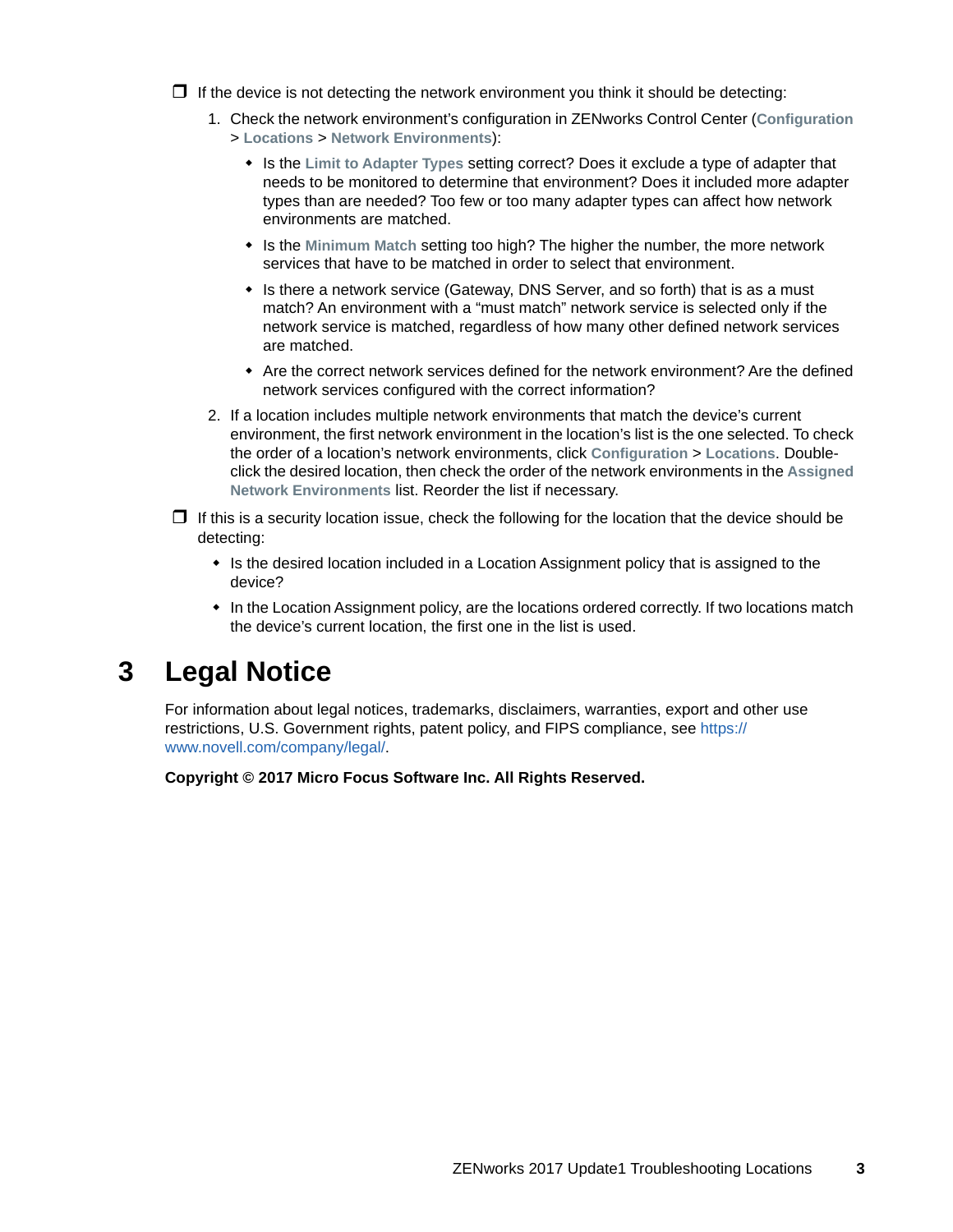- ❒ If the device is not detecting the network environment you think it should be detecting:
  1. Check the network environment's configuration in ZENworks Control Center (**Configuration** > **Locations** > **Network Environments**):
     - Is the **Limit to Adapter Types** setting correct? Does it exclude a type of adapter that needs to be monitored to determine that environment? Does it included more adapter types than are needed? Too few or too many adapter types can affect how network environments are matched.
     - Is the **Minimum Match** setting too high? The higher the number, the more network services that have to be matched in order to select that environment.
     - Is there a network service (Gateway, DNS Server, and so forth) that is as a must match? An environment with a "must match" network service is selected only if the network service is matched, regardless of how many other defined network services are matched.
     - Are the correct network services defined for the network environment? Are the defined network services configured with the correct information?
  2. If a location includes multiple network environments that match the device's current environment, the first network environment in the location's list is the one selected. To check the order of a location's network environments, click **Configuration** > **Locations**. Double-click the desired location, then check the order of the network environments in the **Assigned Network Environments** list. Reorder the list if necessary.
- ❒ If this is a security location issue, check the following for the location that the device should be detecting:
  - Is the desired location included in a Location Assignment policy that is assigned to the device?
  - In the Location Assignment policy, are the locations ordered correctly. If two locations match the device's current location, the first one in the list is used.

# 3 Legal Notice

For information about legal notices, trademarks, disclaimers, warranties, export and other use restrictions, U.S. Government rights, patent policy, and FIPS compliance, see https://www.novell.com/company/legal/.

**Copyright © 2017 Micro Focus Software Inc. All Rights Reserved.**